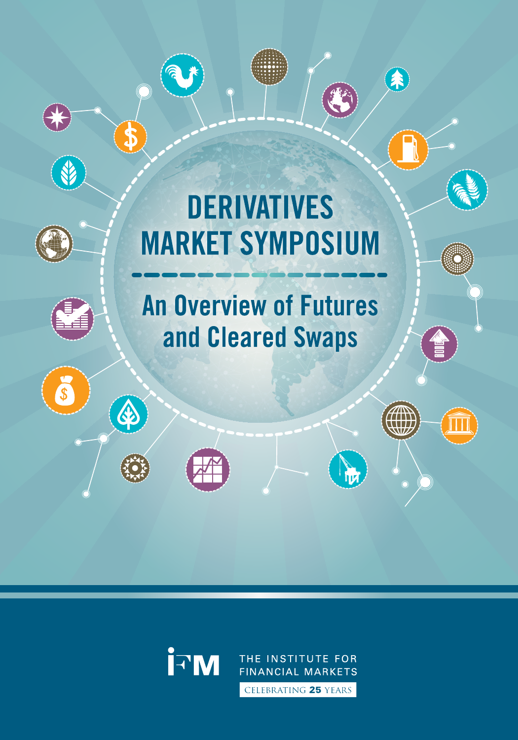# DERIVATIVES MARKET SYMPOSIUM

## An Overview of Futures and Cleared Swaps

IFM THE INSTITUTE FOR FINANCIAL MARKETS

CELEBRATING **25** YEARS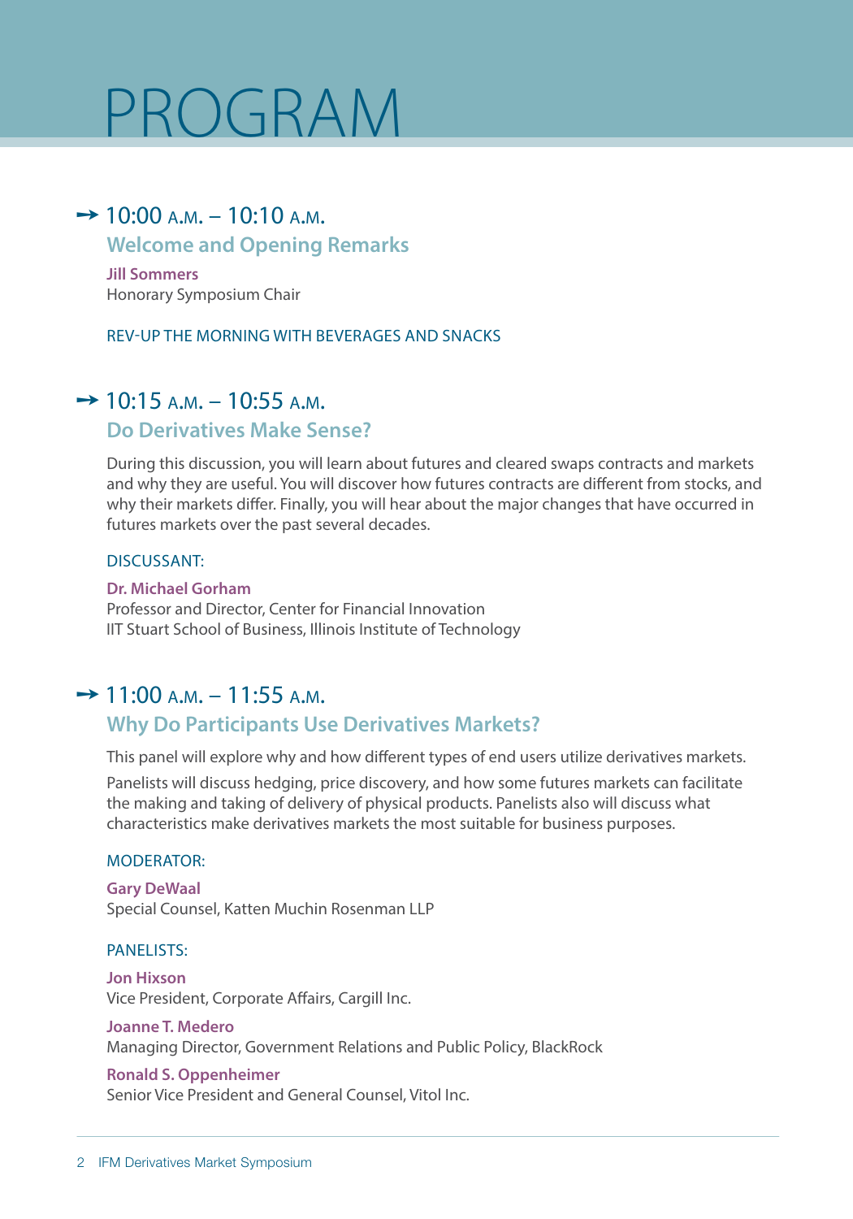# PROGRAM

## 10:00 A.M. – 10:10 A.M.

### Welcome and Opening Remarks

**Jill Sommers**
Honorary Symposium Chair

REV-UP THE MORNING WITH BEVERAGES AND SNACKS

## 10:15 A.M. – 10:55 A.M.

### Do Derivatives Make Sense?

During this discussion, you will learn about futures and cleared swaps contracts and markets and why they are useful. You will discover how futures contracts are different from stocks, and why their markets differ. Finally, you will hear about the major changes that have occurred in futures markets over the past several decades.

DISCUSSANT:

**Dr. Michael Gorham**
Professor and Director, Center for Financial Innovation
IIT Stuart School of Business, Illinois Institute of Technology

## 11:00 A.M. – 11:55 A.M.

### Why Do Participants Use Derivatives Markets?

This panel will explore why and how different types of end users utilize derivatives markets.

Panelists will discuss hedging, price discovery, and how some futures markets can facilitate the making and taking of delivery of physical products. Panelists also will discuss what characteristics make derivatives markets the most suitable for business purposes.

MODERATOR:

**Gary DeWaal**
Special Counsel, Katten Muchin Rosenman LLP

PANELISTS:

**Jon Hixson**
Vice President, Corporate Affairs, Cargill Inc.

**Joanne T. Medero**
Managing Director, Government Relations and Public Policy, BlackRock

**Ronald S. Oppenheimer**
Senior Vice President and General Counsel, Vitol Inc.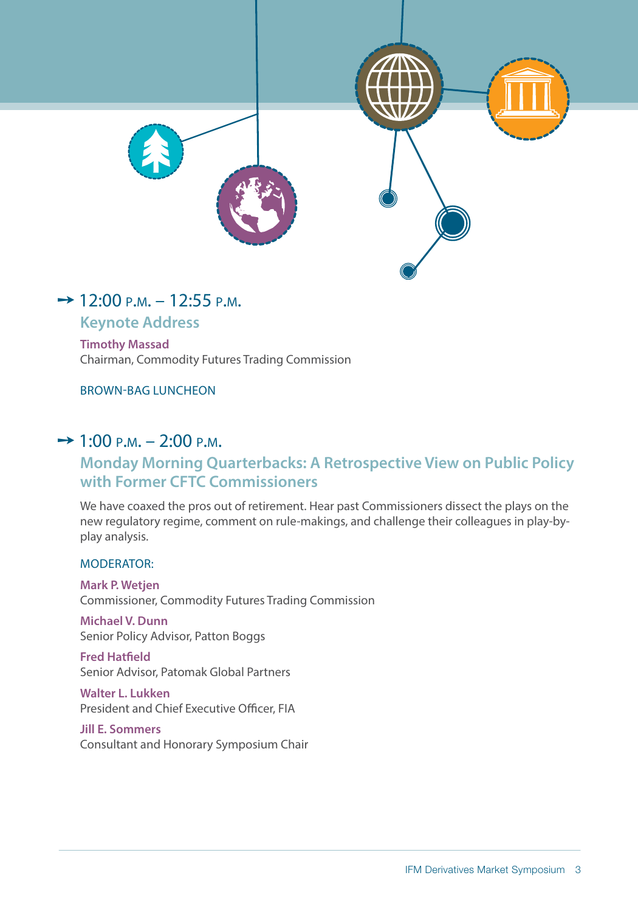## → 12:00 P.M. – 12:55 P.M.

### Keynote Address

**Timothy Massad**
Chairman, Commodity Futures Trading Commission

BROWN-BAG LUNCHEON

## → 1:00 P.M. – 2:00 P.M.

### Monday Morning Quarterbacks: A Retrospective View on Public Policy with Former CFTC Commissioners

We have coaxed the pros out of retirement. Hear past Commissioners dissect the plays on the new regulatory regime, comment on rule-makings, and challenge their colleagues in play-by-play analysis.

MODERATOR:

**Mark P. Wetjen**
Commissioner, Commodity Futures Trading Commission

**Michael V. Dunn**
Senior Policy Advisor, Patton Boggs

**Fred Hatfield**
Senior Advisor, Patomak Global Partners

**Walter L. Lukken**
President and Chief Executive Officer, FIA

**Jill E. Sommers**
Consultant and Honorary Symposium Chair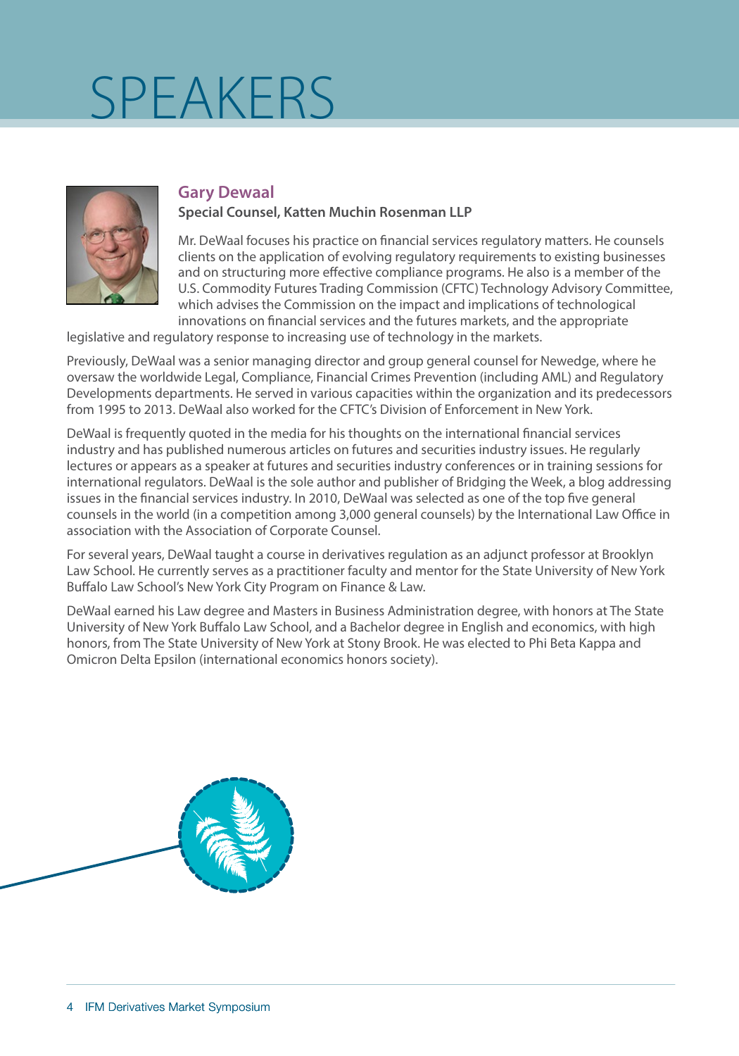# SPEAKERS

## Gary Dewaal

**Special Counsel, Katten Muchin Rosenman LLP**

Mr. DeWaal focuses his practice on financial services regulatory matters. He counsels clients on the application of evolving regulatory requirements to existing businesses and on structuring more effective compliance programs. He also is a member of the U.S. Commodity Futures Trading Commission (CFTC) Technology Advisory Committee, which advises the Commission on the impact and implications of technological innovations on financial services and the futures markets, and the appropriate legislative and regulatory response to increasing use of technology in the markets.

Previously, DeWaal was a senior managing director and group general counsel for Newedge, where he oversaw the worldwide Legal, Compliance, Financial Crimes Prevention (including AML) and Regulatory Developments departments. He served in various capacities within the organization and its predecessors from 1995 to 2013. DeWaal also worked for the CFTC's Division of Enforcement in New York.

DeWaal is frequently quoted in the media for his thoughts on the international financial services industry and has published numerous articles on futures and securities industry issues. He regularly lectures or appears as a speaker at futures and securities industry conferences or in training sessions for international regulators. DeWaal is the sole author and publisher of Bridging the Week, a blog addressing issues in the financial services industry. In 2010, DeWaal was selected as one of the top five general counsels in the world (in a competition among 3,000 general counsels) by the International Law Office in association with the Association of Corporate Counsel.

For several years, DeWaal taught a course in derivatives regulation as an adjunct professor at Brooklyn Law School. He currently serves as a practitioner faculty and mentor for the State University of New York Buffalo Law School's New York City Program on Finance & Law.

DeWaal earned his Law degree and Masters in Business Administration degree, with honors at The State University of New York Buffalo Law School, and a Bachelor degree in English and economics, with high honors, from The State University of New York at Stony Brook. He was elected to Phi Beta Kappa and Omicron Delta Epsilon (international economics honors society).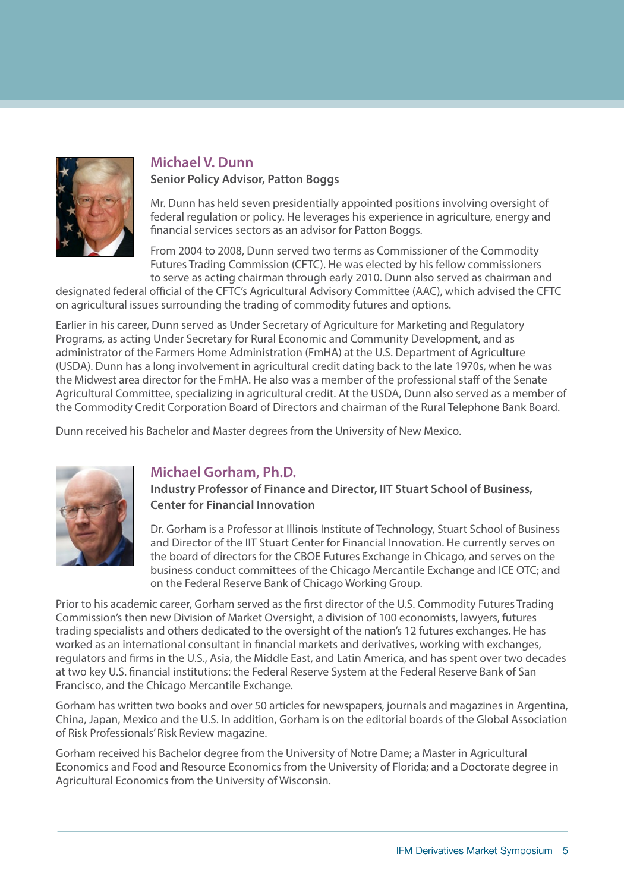## Michael V. Dunn

**Senior Policy Advisor, Patton Boggs**

Mr. Dunn has held seven presidentially appointed positions involving oversight of federal regulation or policy. He leverages his experience in agriculture, energy and financial services sectors as an advisor for Patton Boggs.

From 2004 to 2008, Dunn served two terms as Commissioner of the Commodity Futures Trading Commission (CFTC). He was elected by his fellow commissioners to serve as acting chairman through early 2010. Dunn also served as chairman and designated federal official of the CFTC's Agricultural Advisory Committee (AAC), which advised the CFTC on agricultural issues surrounding the trading of commodity futures and options.

Earlier in his career, Dunn served as Under Secretary of Agriculture for Marketing and Regulatory Programs, as acting Under Secretary for Rural Economic and Community Development, and as administrator of the Farmers Home Administration (FmHA) at the U.S. Department of Agriculture (USDA). Dunn has a long involvement in agricultural credit dating back to the late 1970s, when he was the Midwest area director for the FmHA. He also was a member of the professional staff of the Senate Agricultural Committee, specializing in agricultural credit. At the USDA, Dunn also served as a member of the Commodity Credit Corporation Board of Directors and chairman of the Rural Telephone Bank Board.

Dunn received his Bachelor and Master degrees from the University of New Mexico.

## Michael Gorham, Ph.D.

**Industry Professor of Finance and Director, IIT Stuart School of Business, Center for Financial Innovation**

Dr. Gorham is a Professor at Illinois Institute of Technology, Stuart School of Business and Director of the IIT Stuart Center for Financial Innovation. He currently serves on the board of directors for the CBOE Futures Exchange in Chicago, and serves on the business conduct committees of the Chicago Mercantile Exchange and ICE OTC; and on the Federal Reserve Bank of Chicago Working Group.

Prior to his academic career, Gorham served as the first director of the U.S. Commodity Futures Trading Commission's then new Division of Market Oversight, a division of 100 economists, lawyers, futures trading specialists and others dedicated to the oversight of the nation's 12 futures exchanges. He has worked as an international consultant in financial markets and derivatives, working with exchanges, regulators and firms in the U.S., Asia, the Middle East, and Latin America, and has spent over two decades at two key U.S. financial institutions: the Federal Reserve System at the Federal Reserve Bank of San Francisco, and the Chicago Mercantile Exchange.

Gorham has written two books and over 50 articles for newspapers, journals and magazines in Argentina, China, Japan, Mexico and the U.S. In addition, Gorham is on the editorial boards of the Global Association of Risk Professionals' Risk Review magazine.

Gorham received his Bachelor degree from the University of Notre Dame; a Master in Agricultural Economics and Food and Resource Economics from the University of Florida; and a Doctorate degree in Agricultural Economics from the University of Wisconsin.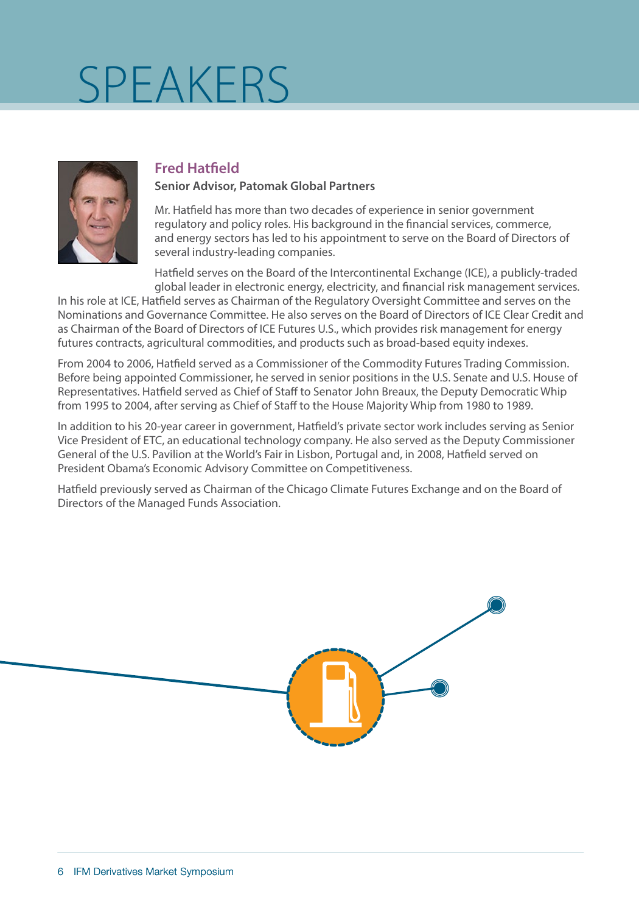# SPEAKERS

## Fred Hatfield

**Senior Advisor, Patomak Global Partners**

Mr. Hatfield has more than two decades of experience in senior government regulatory and policy roles. His background in the financial services, commerce, and energy sectors has led to his appointment to serve on the Board of Directors of several industry-leading companies.

Hatfield serves on the Board of the Intercontinental Exchange (ICE), a publicly-traded global leader in electronic energy, electricity, and financial risk management services. In his role at ICE, Hatfield serves as Chairman of the Regulatory Oversight Committee and serves on the Nominations and Governance Committee. He also serves on the Board of Directors of ICE Clear Credit and as Chairman of the Board of Directors of ICE Futures U.S., which provides risk management for energy futures contracts, agricultural commodities, and products such as broad-based equity indexes.

From 2004 to 2006, Hatfield served as a Commissioner of the Commodity Futures Trading Commission. Before being appointed Commissioner, he served in senior positions in the U.S. Senate and U.S. House of Representatives. Hatfield served as Chief of Staff to Senator John Breaux, the Deputy Democratic Whip from 1995 to 2004, after serving as Chief of Staff to the House Majority Whip from 1980 to 1989.

In addition to his 20-year career in government, Hatfield's private sector work includes serving as Senior Vice President of ETC, an educational technology company. He also served as the Deputy Commissioner General of the U.S. Pavilion at the World's Fair in Lisbon, Portugal and, in 2008, Hatfield served on President Obama's Economic Advisory Committee on Competitiveness.

Hatfield previously served as Chairman of the Chicago Climate Futures Exchange and on the Board of Directors of the Managed Funds Association.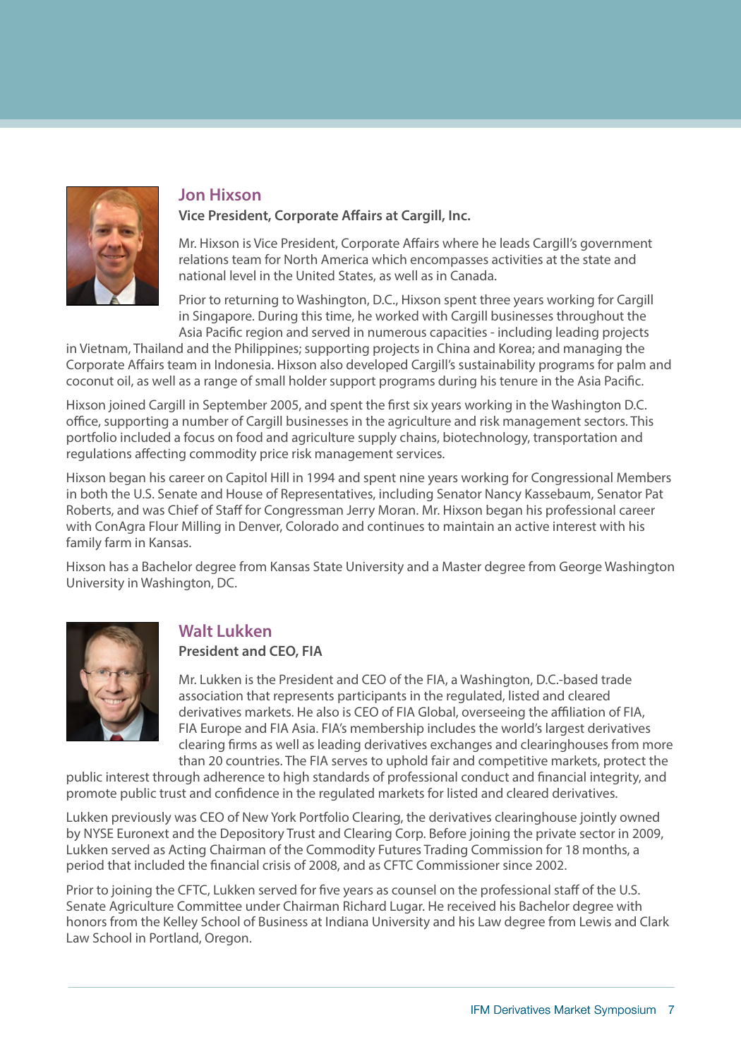## Jon Hixson

**Vice President, Corporate Affairs at Cargill, Inc.**

Mr. Hixson is Vice President, Corporate Affairs where he leads Cargill's government relations team for North America which encompasses activities at the state and national level in the United States, as well as in Canada.

Prior to returning to Washington, D.C., Hixson spent three years working for Cargill in Singapore. During this time, he worked with Cargill businesses throughout the Asia Pacific region and served in numerous capacities - including leading projects in Vietnam, Thailand and the Philippines; supporting projects in China and Korea; and managing the Corporate Affairs team in Indonesia. Hixson also developed Cargill's sustainability programs for palm and coconut oil, as well as a range of small holder support programs during his tenure in the Asia Pacific.

Hixson joined Cargill in September 2005, and spent the first six years working in the Washington D.C. office, supporting a number of Cargill businesses in the agriculture and risk management sectors. This portfolio included a focus on food and agriculture supply chains, biotechnology, transportation and regulations affecting commodity price risk management services.

Hixson began his career on Capitol Hill in 1994 and spent nine years working for Congressional Members in both the U.S. Senate and House of Representatives, including Senator Nancy Kassebaum, Senator Pat Roberts, and was Chief of Staff for Congressman Jerry Moran. Mr. Hixson began his professional career with ConAgra Flour Milling in Denver, Colorado and continues to maintain an active interest with his family farm in Kansas.

Hixson has a Bachelor degree from Kansas State University and a Master degree from George Washington University in Washington, DC.

## Walt Lukken

**President and CEO, FIA**

Mr. Lukken is the President and CEO of the FIA, a Washington, D.C.-based trade association that represents participants in the regulated, listed and cleared derivatives markets. He also is CEO of FIA Global, overseeing the affiliation of FIA, FIA Europe and FIA Asia. FIA's membership includes the world's largest derivatives clearing firms as well as leading derivatives exchanges and clearinghouses from more than 20 countries. The FIA serves to uphold fair and competitive markets, protect the public interest through adherence to high standards of professional conduct and financial integrity, and promote public trust and confidence in the regulated markets for listed and cleared derivatives.

Lukken previously was CEO of New York Portfolio Clearing, the derivatives clearinghouse jointly owned by NYSE Euronext and the Depository Trust and Clearing Corp. Before joining the private sector in 2009, Lukken served as Acting Chairman of the Commodity Futures Trading Commission for 18 months, a period that included the financial crisis of 2008, and as CFTC Commissioner since 2002.

Prior to joining the CFTC, Lukken served for five years as counsel on the professional staff of the U.S. Senate Agriculture Committee under Chairman Richard Lugar. He received his Bachelor degree with honors from the Kelley School of Business at Indiana University and his Law degree from Lewis and Clark Law School in Portland, Oregon.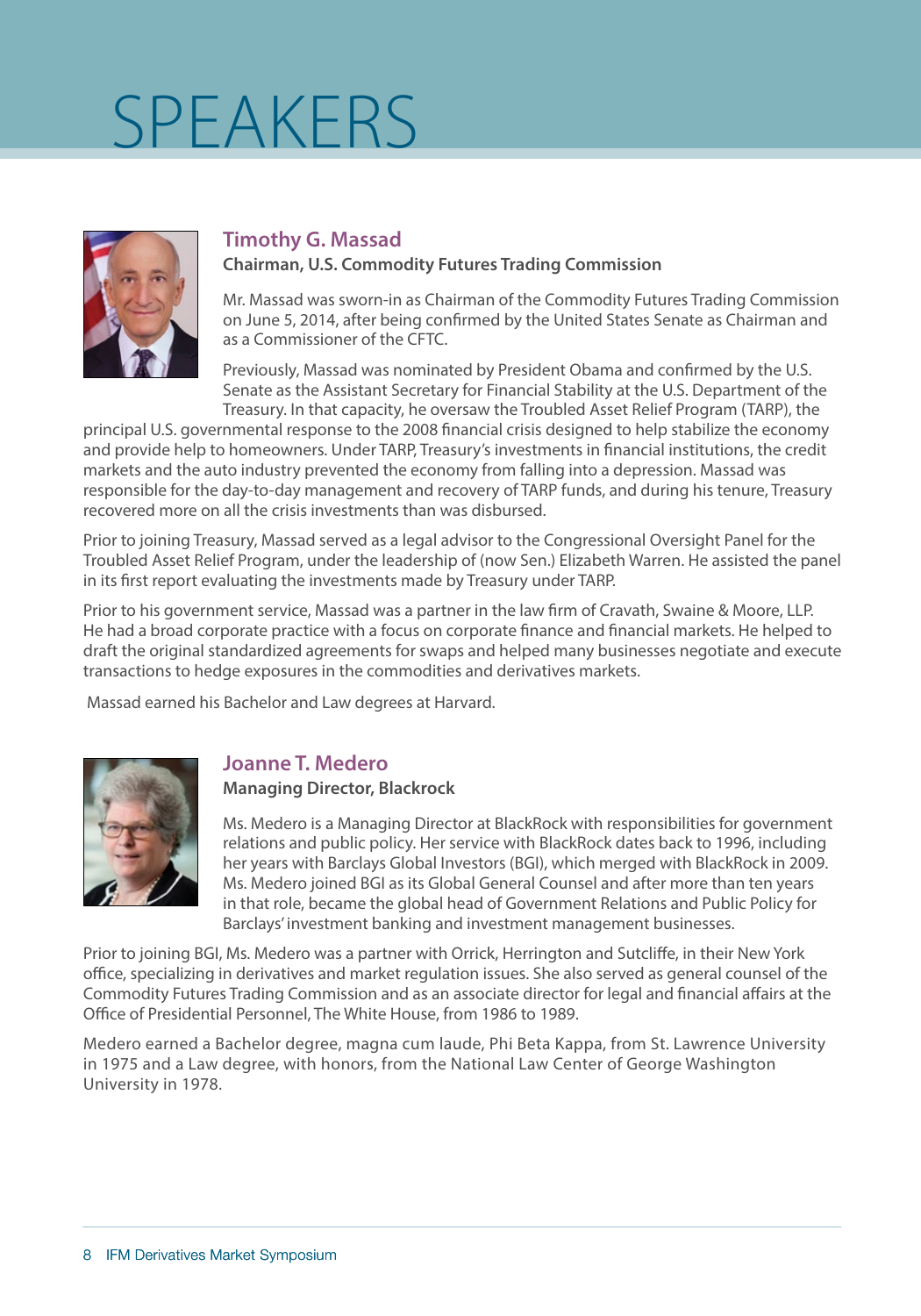# SPEAKERS

## Timothy G. Massad

**Chairman, U.S. Commodity Futures Trading Commission**

Mr. Massad was sworn-in as Chairman of the Commodity Futures Trading Commission on June 5, 2014, after being confirmed by the United States Senate as Chairman and as a Commissioner of the CFTC.

Previously, Massad was nominated by President Obama and confirmed by the U.S. Senate as the Assistant Secretary for Financial Stability at the U.S. Department of the Treasury. In that capacity, he oversaw the Troubled Asset Relief Program (TARP), the principal U.S. governmental response to the 2008 financial crisis designed to help stabilize the economy and provide help to homeowners. Under TARP, Treasury's investments in financial institutions, the credit markets and the auto industry prevented the economy from falling into a depression. Massad was responsible for the day-to-day management and recovery of TARP funds, and during his tenure, Treasury recovered more on all the crisis investments than was disbursed.

Prior to joining Treasury, Massad served as a legal advisor to the Congressional Oversight Panel for the Troubled Asset Relief Program, under the leadership of (now Sen.) Elizabeth Warren. He assisted the panel in its first report evaluating the investments made by Treasury under TARP.

Prior to his government service, Massad was a partner in the law firm of Cravath, Swaine & Moore, LLP. He had a broad corporate practice with a focus on corporate finance and financial markets. He helped to draft the original standardized agreements for swaps and helped many businesses negotiate and execute transactions to hedge exposures in the commodities and derivatives markets.

Massad earned his Bachelor and Law degrees at Harvard.

## Joanne T. Medero

**Managing Director, Blackrock**

Ms. Medero is a Managing Director at BlackRock with responsibilities for government relations and public policy. Her service with BlackRock dates back to 1996, including her years with Barclays Global Investors (BGI), which merged with BlackRock in 2009. Ms. Medero joined BGI as its Global General Counsel and after more than ten years in that role, became the global head of Government Relations and Public Policy for Barclays' investment banking and investment management businesses.

Prior to joining BGI, Ms. Medero was a partner with Orrick, Herrington and Sutcliffe, in their New York office, specializing in derivatives and market regulation issues. She also served as general counsel of the Commodity Futures Trading Commission and as an associate director for legal and financial affairs at the Office of Presidential Personnel, The White House, from 1986 to 1989.

Medero earned a Bachelor degree, magna cum laude, Phi Beta Kappa, from St. Lawrence University in 1975 and a Law degree, with honors, from the National Law Center of George Washington University in 1978.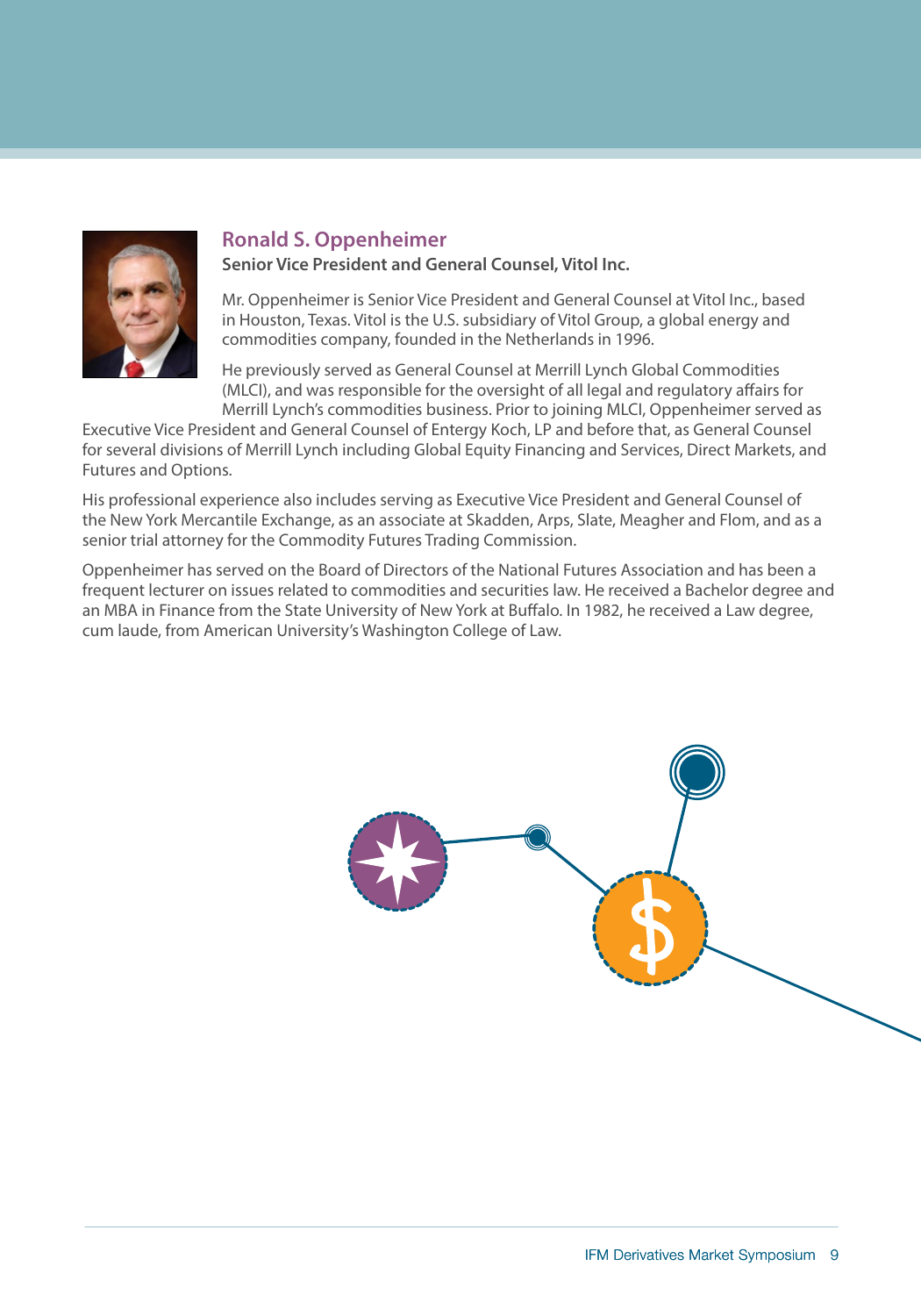## Ronald S. Oppenheimer

**Senior Vice President and General Counsel, Vitol Inc.**

Mr. Oppenheimer is Senior Vice President and General Counsel at Vitol Inc., based in Houston, Texas. Vitol is the U.S. subsidiary of Vitol Group, a global energy and commodities company, founded in the Netherlands in 1996.

He previously served as General Counsel at Merrill Lynch Global Commodities (MLCI), and was responsible for the oversight of all legal and regulatory affairs for Merrill Lynch's commodities business. Prior to joining MLCI, Oppenheimer served as Executive Vice President and General Counsel of Entergy Koch, LP and before that, as General Counsel for several divisions of Merrill Lynch including Global Equity Financing and Services, Direct Markets, and Futures and Options.

His professional experience also includes serving as Executive Vice President and General Counsel of the New York Mercantile Exchange, as an associate at Skadden, Arps, Slate, Meagher and Flom, and as a senior trial attorney for the Commodity Futures Trading Commission.

Oppenheimer has served on the Board of Directors of the National Futures Association and has been a frequent lecturer on issues related to commodities and securities law. He received a Bachelor degree and an MBA in Finance from the State University of New York at Buffalo. In 1982, he received a Law degree, cum laude, from American University's Washington College of Law.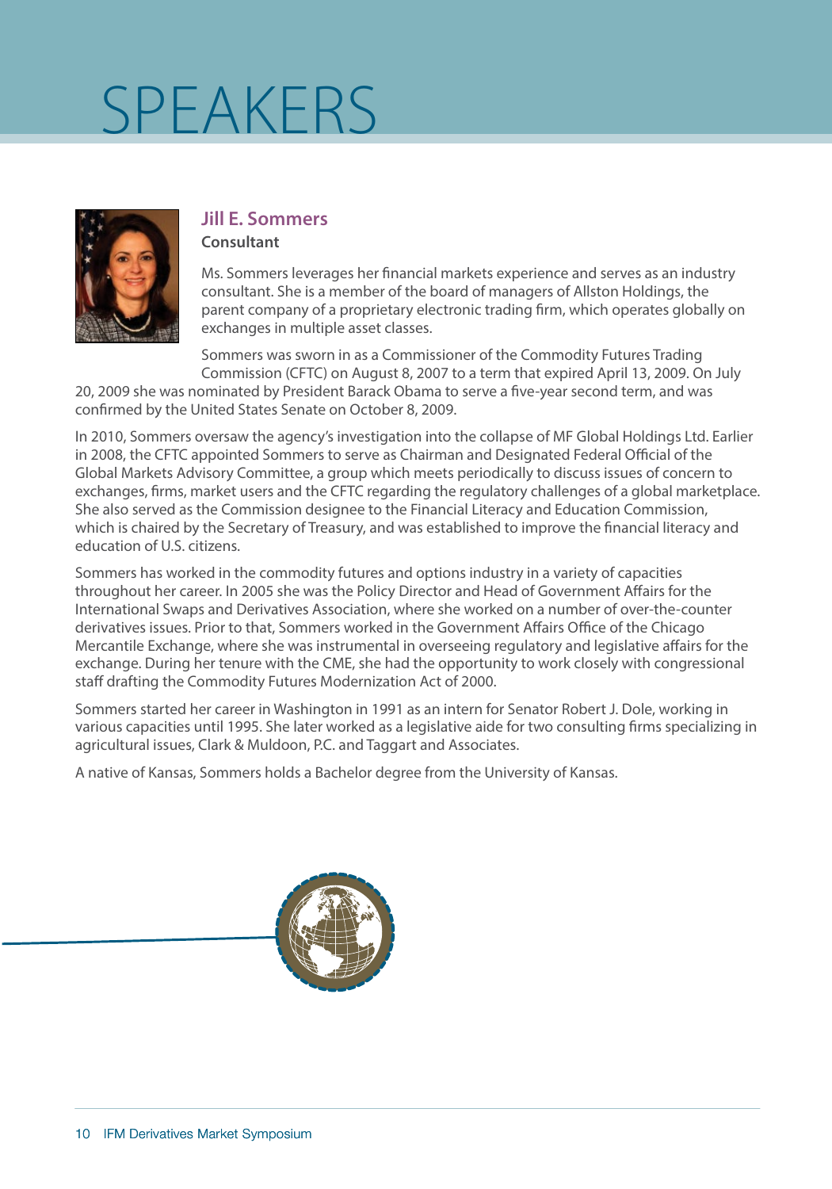# SPEAKERS

## Jill E. Sommers

**Consultant**

Ms. Sommers leverages her financial markets experience and serves as an industry consultant. She is a member of the board of managers of Allston Holdings, the parent company of a proprietary electronic trading firm, which operates globally on exchanges in multiple asset classes.

Sommers was sworn in as a Commissioner of the Commodity Futures Trading Commission (CFTC) on August 8, 2007 to a term that expired April 13, 2009. On July 20, 2009 she was nominated by President Barack Obama to serve a five-year second term, and was confirmed by the United States Senate on October 8, 2009.

In 2010, Sommers oversaw the agency's investigation into the collapse of MF Global Holdings Ltd. Earlier in 2008, the CFTC appointed Sommers to serve as Chairman and Designated Federal Official of the Global Markets Advisory Committee, a group which meets periodically to discuss issues of concern to exchanges, firms, market users and the CFTC regarding the regulatory challenges of a global marketplace. She also served as the Commission designee to the Financial Literacy and Education Commission, which is chaired by the Secretary of Treasury, and was established to improve the financial literacy and education of U.S. citizens.

Sommers has worked in the commodity futures and options industry in a variety of capacities throughout her career. In 2005 she was the Policy Director and Head of Government Affairs for the International Swaps and Derivatives Association, where she worked on a number of over-the-counter derivatives issues. Prior to that, Sommers worked in the Government Affairs Office of the Chicago Mercantile Exchange, where she was instrumental in overseeing regulatory and legislative affairs for the exchange. During her tenure with the CME, she had the opportunity to work closely with congressional staff drafting the Commodity Futures Modernization Act of 2000.

Sommers started her career in Washington in 1991 as an intern for Senator Robert J. Dole, working in various capacities until 1995. She later worked as a legislative aide for two consulting firms specializing in agricultural issues, Clark & Muldoon, P.C. and Taggart and Associates.

A native of Kansas, Sommers holds a Bachelor degree from the University of Kansas.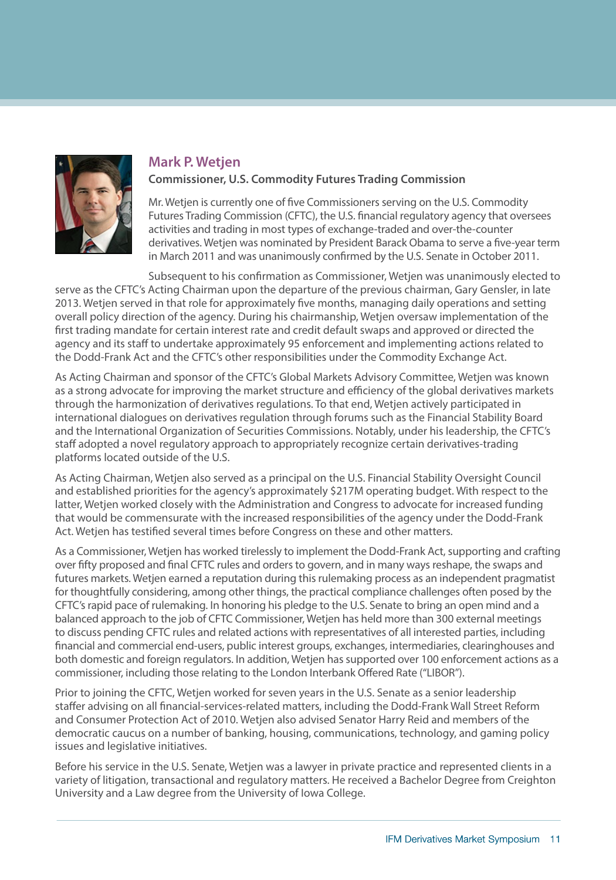## Mark P. Wetjen

**Commissioner, U.S. Commodity Futures Trading Commission**

Mr. Wetjen is currently one of five Commissioners serving on the U.S. Commodity Futures Trading Commission (CFTC), the U.S. financial regulatory agency that oversees activities and trading in most types of exchange-traded and over-the-counter derivatives. Wetjen was nominated by President Barack Obama to serve a five-year term in March 2011 and was unanimously confirmed by the U.S. Senate in October 2011.

Subsequent to his confirmation as Commissioner, Wetjen was unanimously elected to serve as the CFTC's Acting Chairman upon the departure of the previous chairman, Gary Gensler, in late 2013. Wetjen served in that role for approximately five months, managing daily operations and setting overall policy direction of the agency. During his chairmanship, Wetjen oversaw implementation of the first trading mandate for certain interest rate and credit default swaps and approved or directed the agency and its staff to undertake approximately 95 enforcement and implementing actions related to the Dodd-Frank Act and the CFTC's other responsibilities under the Commodity Exchange Act.

As Acting Chairman and sponsor of the CFTC's Global Markets Advisory Committee, Wetjen was known as a strong advocate for improving the market structure and efficiency of the global derivatives markets through the harmonization of derivatives regulations. To that end, Wetjen actively participated in international dialogues on derivatives regulation through forums such as the Financial Stability Board and the International Organization of Securities Commissions. Notably, under his leadership, the CFTC's staff adopted a novel regulatory approach to appropriately recognize certain derivatives-trading platforms located outside of the U.S.

As Acting Chairman, Wetjen also served as a principal on the U.S. Financial Stability Oversight Council and established priorities for the agency's approximately $217M operating budget. With respect to the latter, Wetjen worked closely with the Administration and Congress to advocate for increased funding that would be commensurate with the increased responsibilities of the agency under the Dodd-Frank Act. Wetjen has testified several times before Congress on these and other matters.

As a Commissioner, Wetjen has worked tirelessly to implement the Dodd-Frank Act, supporting and crafting over fifty proposed and final CFTC rules and orders to govern, and in many ways reshape, the swaps and futures markets. Wetjen earned a reputation during this rulemaking process as an independent pragmatist for thoughtfully considering, among other things, the practical compliance challenges often posed by the CFTC's rapid pace of rulemaking. In honoring his pledge to the U.S. Senate to bring an open mind and a balanced approach to the job of CFTC Commissioner, Wetjen has held more than 300 external meetings to discuss pending CFTC rules and related actions with representatives of all interested parties, including financial and commercial end-users, public interest groups, exchanges, intermediaries, clearinghouses and both domestic and foreign regulators. In addition, Wetjen has supported over 100 enforcement actions as a commissioner, including those relating to the London Interbank Offered Rate ("LIBOR").

Prior to joining the CFTC, Wetjen worked for seven years in the U.S. Senate as a senior leadership staffer advising on all financial-services-related matters, including the Dodd-Frank Wall Street Reform and Consumer Protection Act of 2010. Wetjen also advised Senator Harry Reid and members of the democratic caucus on a number of banking, housing, communications, technology, and gaming policy issues and legislative initiatives.

Before his service in the U.S. Senate, Wetjen was a lawyer in private practice and represented clients in a variety of litigation, transactional and regulatory matters. He received a Bachelor Degree from Creighton University and a Law degree from the University of Iowa College.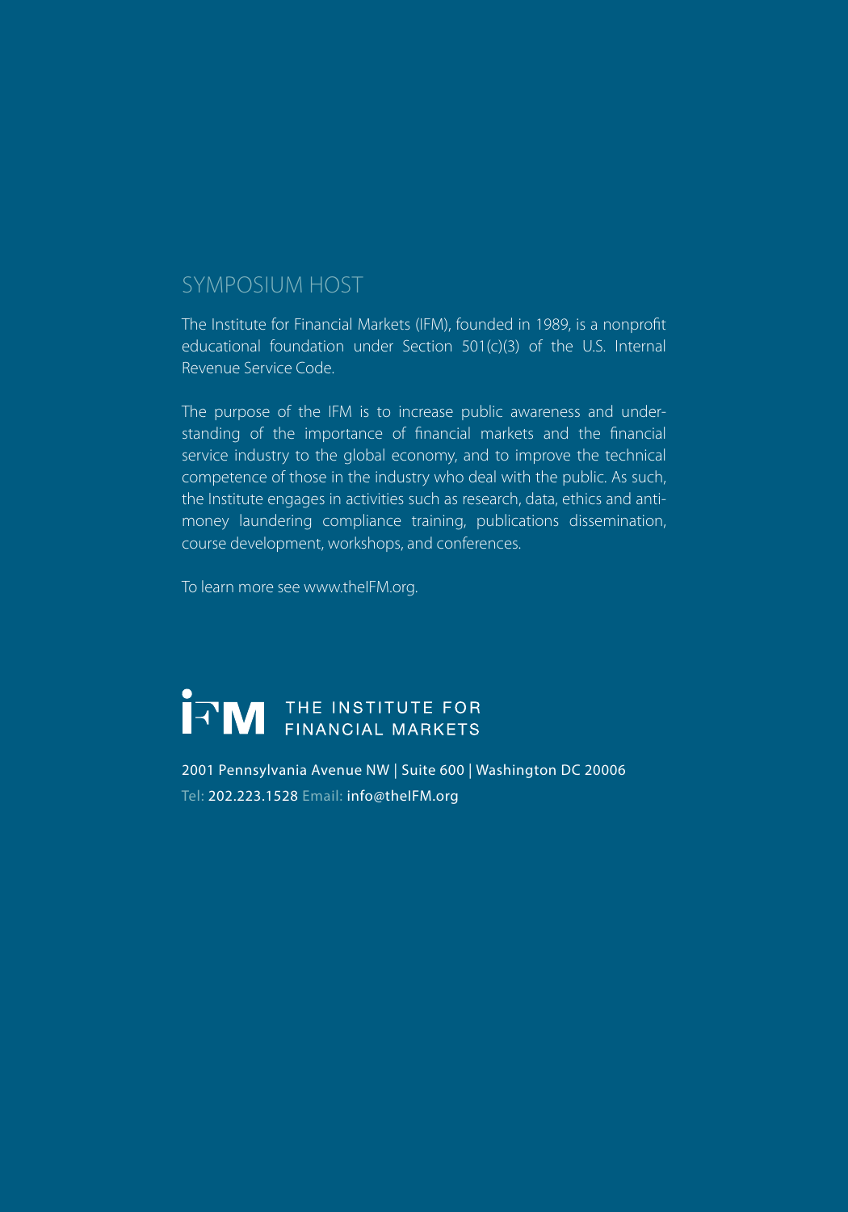## SYMPOSIUM HOST

The Institute for Financial Markets (IFM), founded in 1989, is a nonprofit educational foundation under Section 501(c)(3) of the U.S. Internal Revenue Service Code.

The purpose of the IFM is to increase public awareness and understanding of the importance of financial markets and the financial service industry to the global economy, and to improve the technical competence of those in the industry who deal with the public. As such, the Institute engages in activities such as research, data, ethics and anti-money laundering compliance training, publications dissemination, course development, workshops, and conferences.

To learn more see www.theIFM.org.

IFM THE INSTITUTE FOR FINANCIAL MARKETS

2001 Pennsylvania Avenue NW | Suite 600 | Washington DC 20006
Tel: 202.223.1528 Email: info@theIFM.org